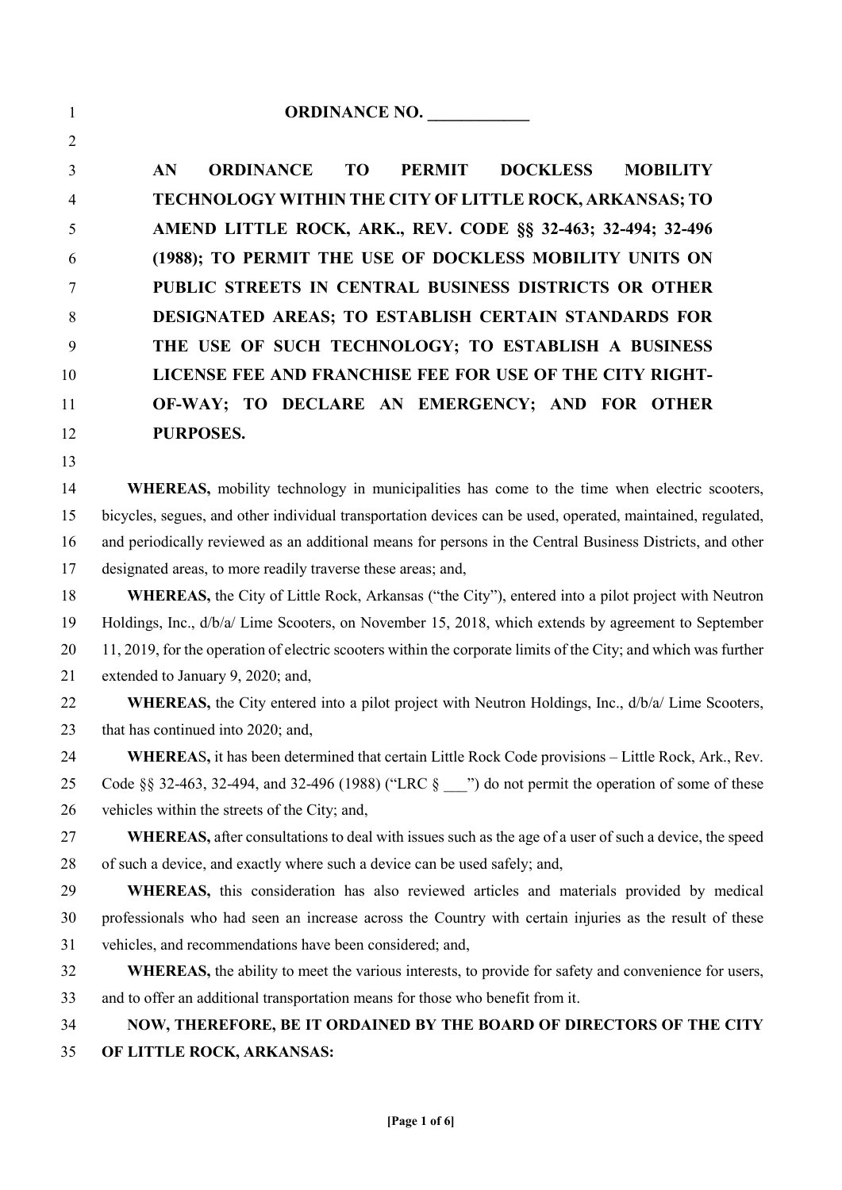# ORDINANCE NO. ____________

**AN ORDINANCE TO PERMIT DOCKLESS MOBILITY TECHNOLOGY WITHIN THE CITY OF LITTLE ROCK, ARKANSAS; TO AMEND LITTLE ROCK, ARK., REV. CODE §§ 32-463; 32-494; 32-496 (1988); TO PERMIT THE USE OF DOCKLESS MOBILITY UNITS ON PUBLIC STREETS IN CENTRAL BUSINESS DISTRICTS OR OTHER DESIGNATED AREAS; TO ESTABLISH CERTAIN STANDARDS FOR THE USE OF SUCH TECHNOLOGY; TO ESTABLISH A BUSINESS LICENSE FEE AND FRANCHISE FEE FOR USE OF THE CITY RIGHT-OF-WAY; TO DECLARE AN EMERGENCY; AND FOR OTHER PURPOSES.**

**WHEREAS,** mobility technology in municipalities has come to the time when electric scooters, bicycles, segues, and other individual transportation devices can be used, operated, maintained, regulated, and periodically reviewed as an additional means for persons in the Central Business Districts, and other designated areas, to more readily traverse these areas; and,

**WHEREAS,** the City of Little Rock, Arkansas ("the City"), entered into a pilot project with Neutron Holdings, Inc., d/b/a/ Lime Scooters, on November 15, 2018, which extends by agreement to September 11, 2019, for the operation of electric scooters within the corporate limits of the City; and which was further extended to January 9, 2020; and,

**WHEREAS,** the City entered into a pilot project with Neutron Holdings, Inc., d/b/a/ Lime Scooters, that has continued into 2020; and,

**WHEREAS**, it has been determined that certain Little Rock Code provisions – Little Rock, Ark., Rev. Code §§ 32-463, 32-494, and 32-496 (1988) ("LRC § ___") do not permit the operation of some of these vehicles within the streets of the City; and,

**WHEREAS,** after consultations to deal with issues such as the age of a user of such a device, the speed of such a device, and exactly where such a device can be used safely; and,

**WHEREAS,** this consideration has also reviewed articles and materials provided by medical professionals who had seen an increase across the Country with certain injuries as the result of these vehicles, and recommendations have been considered; and,

**WHEREAS,** the ability to meet the various interests, to provide for safety and convenience for users, and to offer an additional transportation means for those who benefit from it.

**NOW, THEREFORE, BE IT ORDAINED BY THE BOARD OF DIRECTORS OF THE CITY OF LITTLE ROCK, ARKANSAS:**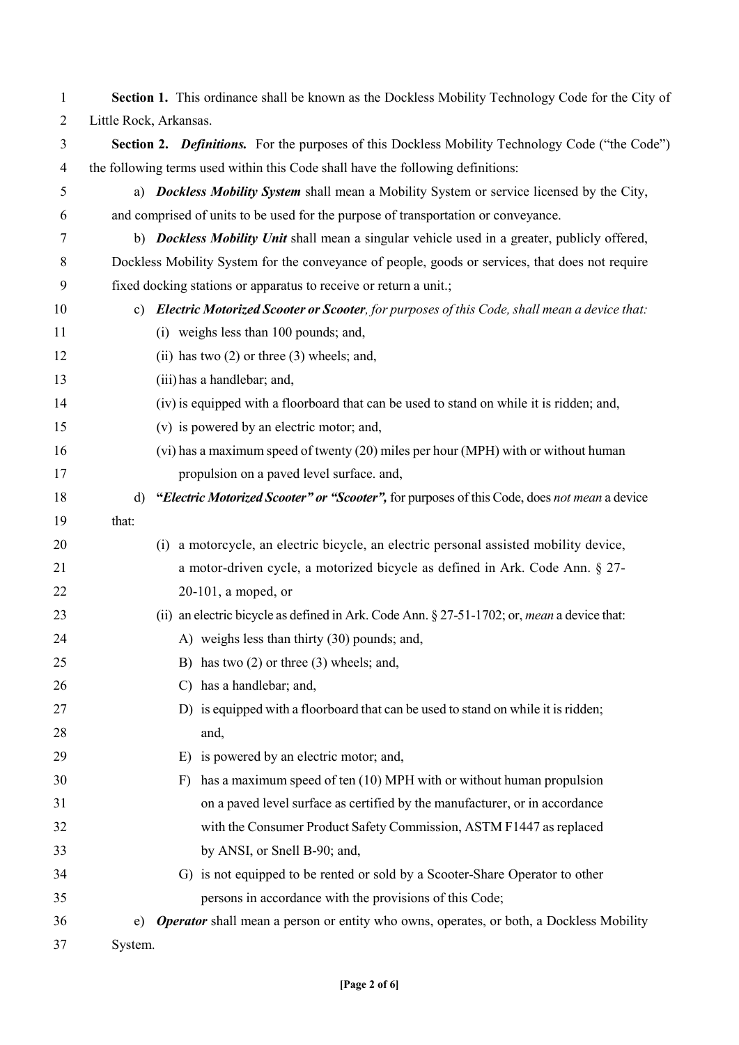**Section 1.** This ordinance shall be known as the Dockless Mobility Technology Code for the City of Little Rock, Arkansas.

**Section 2.** ***Definitions.*** For the purposes of this Dockless Mobility Technology Code ("the Code") the following terms used within this Code shall have the following definitions:

a) ***Dockless Mobility System*** shall mean a Mobility System or service licensed by the City, and comprised of units to be used for the purpose of transportation or conveyance.

b) ***Dockless Mobility Unit*** shall mean a singular vehicle used in a greater, publicly offered, Dockless Mobility System for the conveyance of people, goods or services, that does not require fixed docking stations or apparatus to receive or return a unit.;

c) ***Electric Motorized Scooter or Scooter****, for purposes of this Code, shall mean a device that:*

- (i) weighs less than 100 pounds; and,
- (ii) has two (2) or three (3) wheels; and,
- (iii) has a handlebar; and,
- (iv) is equipped with a floorboard that can be used to stand on while it is ridden; and,
- (v) is powered by an electric motor; and,
- (vi) has a maximum speed of twenty (20) miles per hour (MPH) with or without human propulsion on a paved level surface. and,

d) **"*Electric Motorized Scooter" or "Scooter",*** for purposes of this Code, does *not mean* a device that:

- (i) a motorcycle, an electric bicycle, an electric personal assisted mobility device, a motor-driven cycle, a motorized bicycle as defined in Ark. Code Ann. § 27-20-101, a moped, or
- (ii) an electric bicycle as defined in Ark. Code Ann. § 27-51-1702; or, *mean* a device that:
  - A) weighs less than thirty (30) pounds; and,
  - B) has two (2) or three (3) wheels; and,
  - C) has a handlebar; and,
  - D) is equipped with a floorboard that can be used to stand on while it is ridden; and,
  - E) is powered by an electric motor; and,
  - F) has a maximum speed of ten (10) MPH with or without human propulsion on a paved level surface as certified by the manufacturer, or in accordance with the Consumer Product Safety Commission, ASTM F1447 as replaced by ANSI, or Snell B-90; and,
  - G) is not equipped to be rented or sold by a Scooter-Share Operator to other persons in accordance with the provisions of this Code;

e) ***Operator*** shall mean a person or entity who owns, operates, or both, a Dockless Mobility System.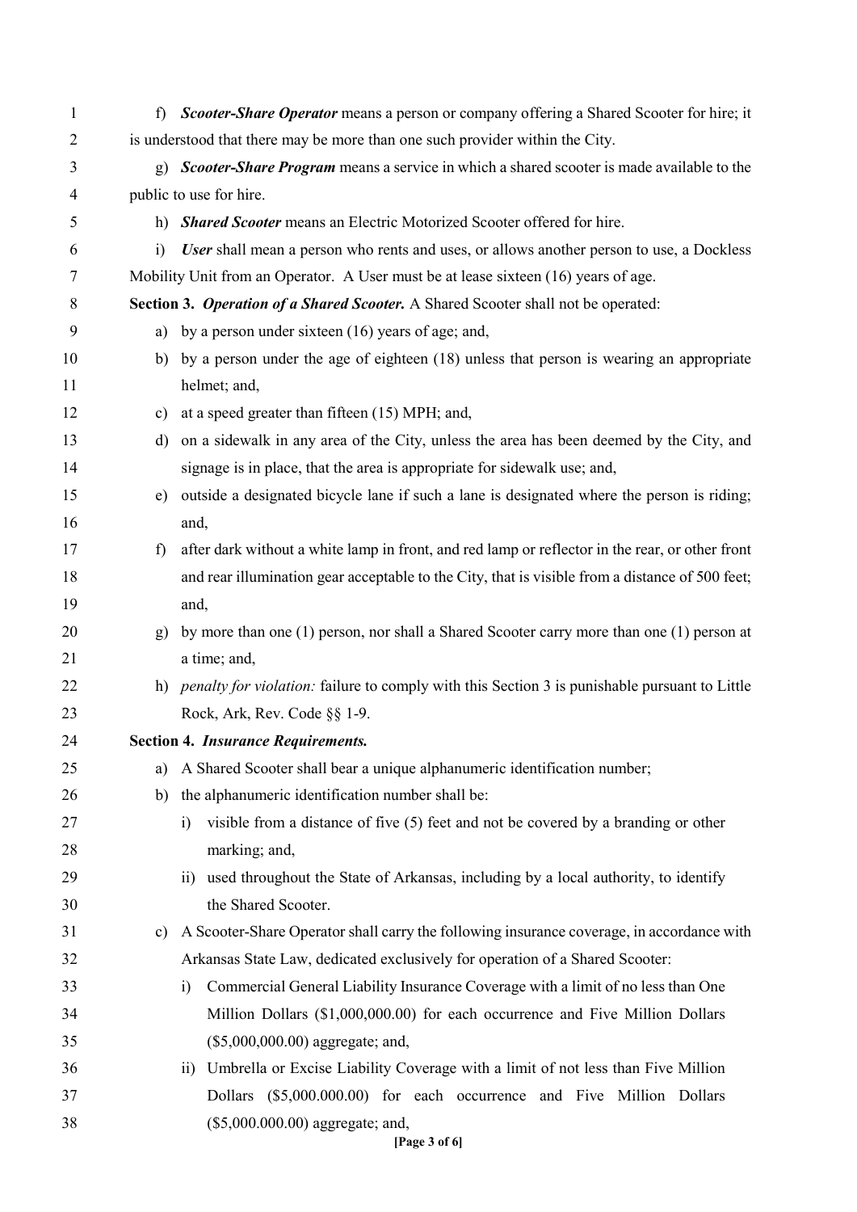f) ***Scooter-Share Operator*** means a person or company offering a Shared Scooter for hire; it is understood that there may be more than one such provider within the City.

g) ***Scooter-Share Program*** means a service in which a shared scooter is made available to the public to use for hire.

h) ***Shared Scooter*** means an Electric Motorized Scooter offered for hire.

i) ***User*** shall mean a person who rents and uses, or allows another person to use, a Dockless Mobility Unit from an Operator. A User must be at lease sixteen (16) years of age.

**Section 3. *Operation of a Shared Scooter.*** A Shared Scooter shall not be operated:

a) by a person under sixteen (16) years of age; and,

b) by a person under the age of eighteen (18) unless that person is wearing an appropriate helmet; and,

c) at a speed greater than fifteen (15) MPH; and,

d) on a sidewalk in any area of the City, unless the area has been deemed by the City, and signage is in place, that the area is appropriate for sidewalk use; and,

e) outside a designated bicycle lane if such a lane is designated where the person is riding; and,

f) after dark without a white lamp in front, and red lamp or reflector in the rear, or other front and rear illumination gear acceptable to the City, that is visible from a distance of 500 feet; and,

g) by more than one (1) person, nor shall a Shared Scooter carry more than one (1) person at a time; and,

h) *penalty for violation:* failure to comply with this Section 3 is punishable pursuant to Little Rock, Ark, Rev. Code §§ 1-9.

**Section 4. *Insurance Requirements.***

a) A Shared Scooter shall bear a unique alphanumeric identification number;

b) the alphanumeric identification number shall be:

   i) visible from a distance of five (5) feet and not be covered by a branding or other marking; and,

   ii) used throughout the State of Arkansas, including by a local authority, to identify the Shared Scooter.

c) A Scooter-Share Operator shall carry the following insurance coverage, in accordance with Arkansas State Law, dedicated exclusively for operation of a Shared Scooter:

   i) Commercial General Liability Insurance Coverage with a limit of no less than One Million Dollars ($1,000,000.00) for each occurrence and Five Million Dollars ($5,000,000.00) aggregate; and,

   ii) Umbrella or Excise Liability Coverage with a limit of not less than Five Million Dollars ($5,000.000.00) for each occurrence and Five Million Dollars ($5,000.000.00) aggregate; and,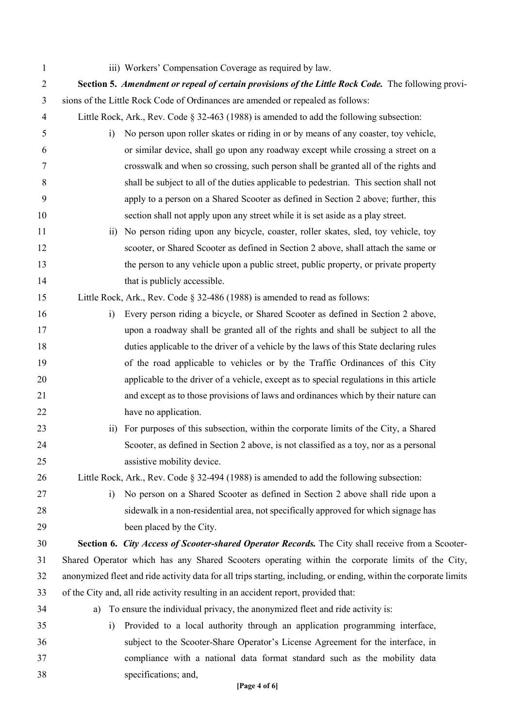iii) Workers' Compensation Coverage as required by law.

**Section 5.** ***Amendment or repeal of certain provisions of the Little Rock Code.*** The following provisions of the Little Rock Code of Ordinances are amended or repealed as follows:

Little Rock, Ark., Rev. Code § 32-463 (1988) is amended to add the following subsection:

i) No person upon roller skates or riding in or by means of any coaster, toy vehicle, or similar device, shall go upon any roadway except while crossing a street on a crosswalk and when so crossing, such person shall be granted all of the rights and shall be subject to all of the duties applicable to pedestrian. This section shall not apply to a person on a Shared Scooter as defined in Section 2 above; further, this section shall not apply upon any street while it is set aside as a play street.

ii) No person riding upon any bicycle, coaster, roller skates, sled, toy vehicle, toy scooter, or Shared Scooter as defined in Section 2 above, shall attach the same or the person to any vehicle upon a public street, public property, or private property that is publicly accessible.

Little Rock, Ark., Rev. Code § 32-486 (1988) is amended to read as follows:

i) Every person riding a bicycle, or Shared Scooter as defined in Section 2 above, upon a roadway shall be granted all of the rights and shall be subject to all the duties applicable to the driver of a vehicle by the laws of this State declaring rules of the road applicable to vehicles or by the Traffic Ordinances of this City applicable to the driver of a vehicle, except as to special regulations in this article and except as to those provisions of laws and ordinances which by their nature can have no application.

ii) For purposes of this subsection, within the corporate limits of the City, a Shared Scooter, as defined in Section 2 above, is not classified as a toy, nor as a personal assistive mobility device.

Little Rock, Ark., Rev. Code § 32-494 (1988) is amended to add the following subsection:

i) No person on a Shared Scooter as defined in Section 2 above shall ride upon a sidewalk in a non-residential area, not specifically approved for which signage has been placed by the City.

**Section 6.** ***City Access of Scooter-shared Operator Records.*** The City shall receive from a Scooter-Shared Operator which has any Shared Scooters operating within the corporate limits of the City, anonymized fleet and ride activity data for all trips starting, including, or ending, within the corporate limits of the City and, all ride activity resulting in an accident report, provided that:

a) To ensure the individual privacy, the anonymized fleet and ride activity is:

i) Provided to a local authority through an application programming interface, subject to the Scooter-Share Operator's License Agreement for the interface, in compliance with a national data format standard such as the mobility data specifications; and,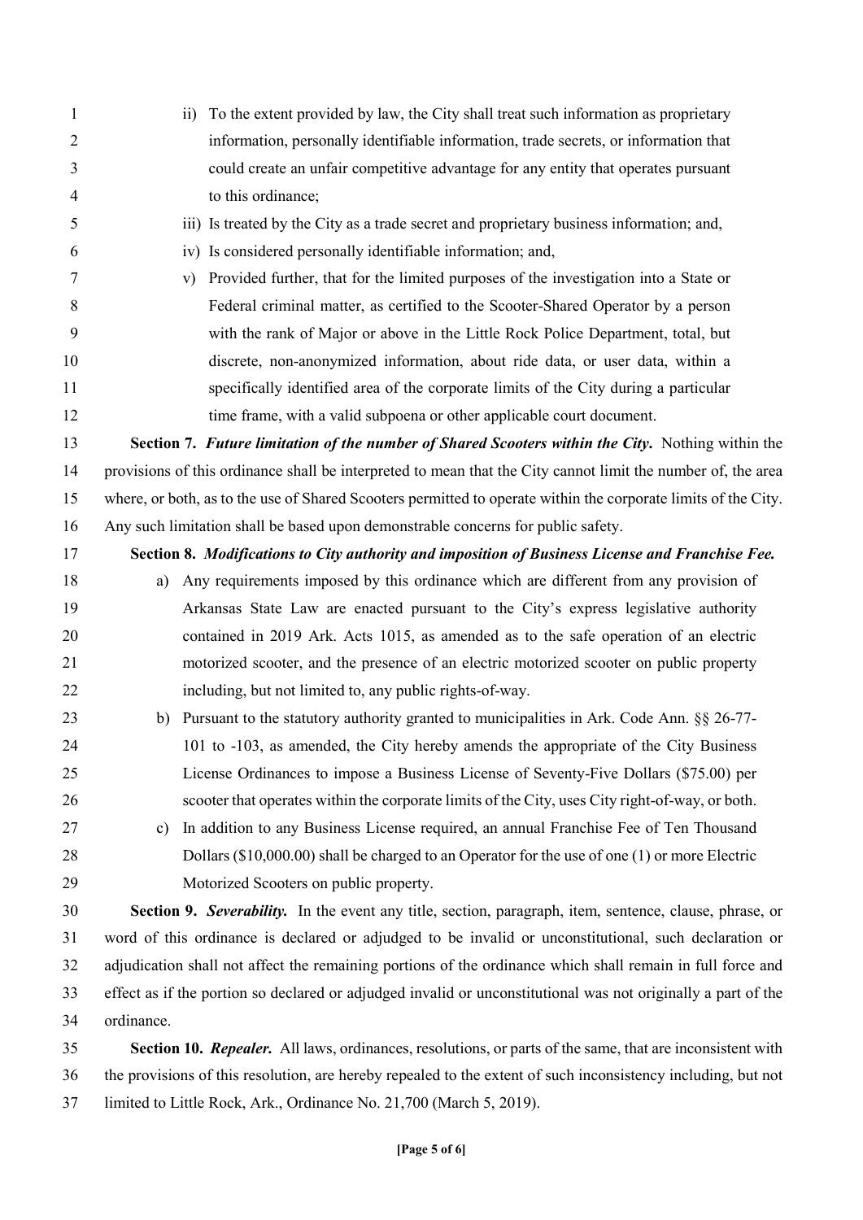ii) To the extent provided by law, the City shall treat such information as proprietary information, personally identifiable information, trade secrets, or information that could create an unfair competitive advantage for any entity that operates pursuant to this ordinance;

iii) Is treated by the City as a trade secret and proprietary business information; and,

iv) Is considered personally identifiable information; and,

v) Provided further, that for the limited purposes of the investigation into a State or Federal criminal matter, as certified to the Scooter-Shared Operator by a person with the rank of Major or above in the Little Rock Police Department, total, but discrete, non-anonymized information, about ride data, or user data, within a specifically identified area of the corporate limits of the City during a particular time frame, with a valid subpoena or other applicable court document.

**Section 7.** ***Future limitation of the number of Shared Scooters within the City.*** Nothing within the provisions of this ordinance shall be interpreted to mean that the City cannot limit the number of, the area where, or both, as to the use of Shared Scooters permitted to operate within the corporate limits of the City. Any such limitation shall be based upon demonstrable concerns for public safety.

**Section 8.** ***Modifications to City authority and imposition of Business License and Franchise Fee.***

a) Any requirements imposed by this ordinance which are different from any provision of Arkansas State Law are enacted pursuant to the City's express legislative authority contained in 2019 Ark. Acts 1015, as amended as to the safe operation of an electric motorized scooter, and the presence of an electric motorized scooter on public property including, but not limited to, any public rights-of-way.

b) Pursuant to the statutory authority granted to municipalities in Ark. Code Ann. §§ 26-77-101 to -103, as amended, the City hereby amends the appropriate of the City Business License Ordinances to impose a Business License of Seventy-Five Dollars ($75.00) per scooter that operates within the corporate limits of the City, uses City right-of-way, or both.

c) In addition to any Business License required, an annual Franchise Fee of Ten Thousand Dollars ($10,000.00) shall be charged to an Operator for the use of one (1) or more Electric Motorized Scooters on public property.

**Section 9.** ***Severability.*** In the event any title, section, paragraph, item, sentence, clause, phrase, or word of this ordinance is declared or adjudged to be invalid or unconstitutional, such declaration or adjudication shall not affect the remaining portions of the ordinance which shall remain in full force and effect as if the portion so declared or adjudged invalid or unconstitutional was not originally a part of the ordinance.

**Section 10.** ***Repealer.*** All laws, ordinances, resolutions, or parts of the same, that are inconsistent with the provisions of this resolution, are hereby repealed to the extent of such inconsistency including, but not limited to Little Rock, Ark., Ordinance No. 21,700 (March 5, 2019).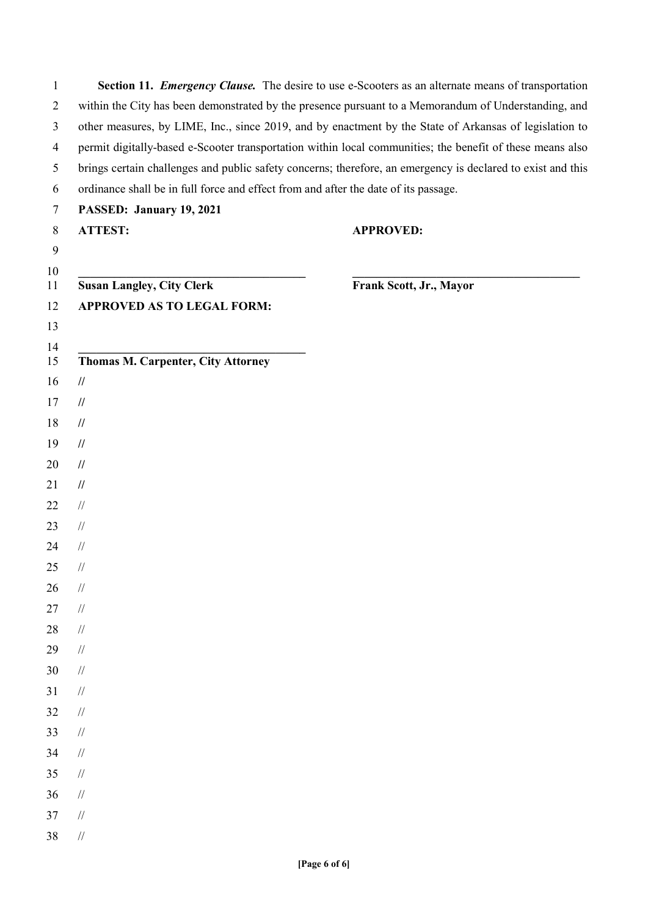**Section 11.** ***Emergency Clause.*** The desire to use e-Scooters as an alternate means of transportation within the City has been demonstrated by the presence pursuant to a Memorandum of Understanding, and other measures, by LIME, Inc., since 2019, and by enactment by the State of Arkansas of legislation to permit digitally-based e-Scooter transportation within local communities; the benefit of these means also brings certain challenges and public safety concerns; therefore, an emergency is declared to exist and this ordinance shall be in full force and effect from and after the date of its passage.

**PASSED: January 19, 2021**

| | |
|---|---|
| **ATTEST:** | **APPROVED:** |
| ______________________________ | ______________________________ |
| **Susan Langley, City Clerk** | **Frank Scott, Jr., Mayor** |

**APPROVED AS TO LEGAL FORM:**

______________________________

**Thomas M. Carpenter, City Attorney**

//
//
//
//
//
//
//
//
//
//
//
//
//
//
//
//
//
//
//
//
//
//
//